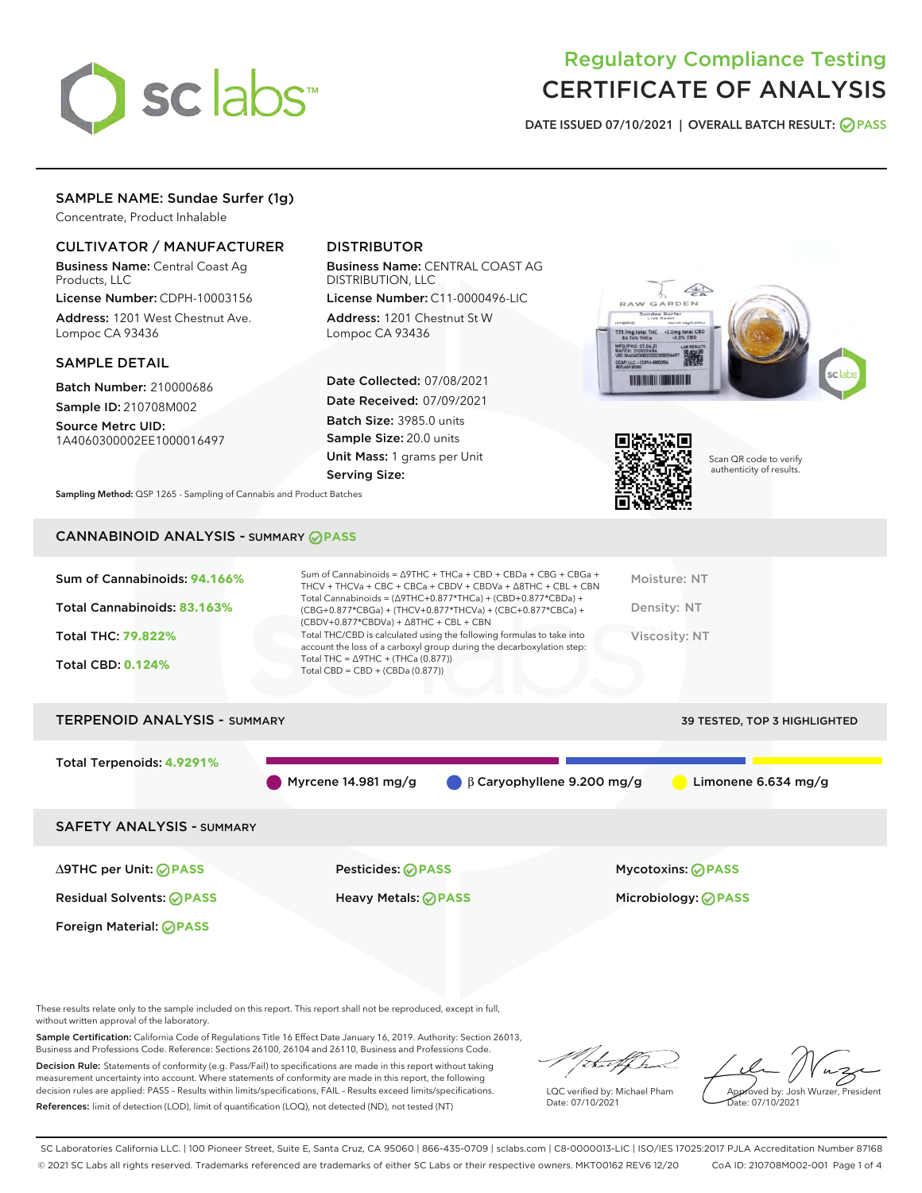# Regulatory Compliance Testing
# CERTIFICATE OF ANALYSIS

DATE ISSUED 07/10/2021 | OVERALL BATCH RESULT: PASS

## SAMPLE NAME: Sundae Surfer (1g)

Concentrate, Product Inhalable

### CULTIVATOR / MANUFACTURER

**Business Name:** Central Coast Ag Products, LLC

**License Number:** CDPH-10003156

**Address:** 1201 West Chestnut Ave. Lompoc CA 93436

### DISTRIBUTOR

**Business Name:** CENTRAL COAST AG DISTRIBUTION, LLC

**License Number:** C11-0000496-LIC

**Address:** 1201 Chestnut St W Lompoc CA 93436

### SAMPLE DETAIL

**Batch Number:** 210000686

**Sample ID:** 210708M002

**Source Metrc UID:** 1A4060300002EE1000016497

**Date Collected:** 07/08/2021

**Date Received:** 07/09/2021

**Batch Size:** 3985.0 units

**Sample Size:** 20.0 units

**Unit Mass:** 1 grams per Unit

**Serving Size:**

Scan QR code to verify authenticity of results.

**Sampling Method:** QSP 1265 - Sampling of Cannabis and Product Batches

## CANNABINOID ANALYSIS - SUMMARY PASS

Sum of Cannabinoids: **94.166%**

Total Cannabinoids: **83.163%**

Total THC: **79.822%**

Total CBD: **0.124%**

Sum of Cannabinoids = Δ9THC + THCa + CBD + CBDa + CBG + CBGa + THCV + THCVa + CBC + CBCa + CBDV + CBDVa + Δ8THC + CBL + CBN
Total Cannabinoids = (Δ9THC+0.877*THCa) + (CBD+0.877*CBDa) + (CBG+0.877*CBGa) + (THCV+0.877*THCVa) + (CBC+0.877*CBCa) + (CBDV+0.877*CBDVa) + Δ8THC + CBL + CBN
Total THC/CBD is calculated using the following formulas to take into account the loss of a carboxyl group during the decarboxylation step:
Total THC = Δ9THC + (THCa (0.877))
Total CBD = CBD + (CBDa (0.877))

Moisture: NT

Density: NT

Viscosity: NT

## TERPENOID ANALYSIS - SUMMARY

39 TESTED, TOP 3 HIGHLIGHTED

Total Terpenoids: **4.9291%**

- Myrcene 14.981 mg/g
- β Caryophyllene 9.200 mg/g
- Limonene 6.634 mg/g

## SAFETY ANALYSIS - SUMMARY

| | | |
|---|---|---|
| Δ9THC per Unit: PASS | Pesticides: PASS | Mycotoxins: PASS |
| Residual Solvents: PASS | Heavy Metals: PASS | Microbiology: PASS |
| Foreign Material: PASS | | |

These results relate only to the sample included on this report. This report shall not be reproduced, except in full, without written approval of the laboratory.

**Sample Certification:** California Code of Regulations Title 16 Effect Date January 16, 2019. Authority: Section 26013, Business and Professions Code. Reference: Sections 26100, 26104 and 26110, Business and Professions Code.

**Decision Rule:** Statements of conformity (e.g. Pass/Fail) to specifications are made in this report without taking measurement uncertainty into account. Where statements of conformity are made in this report, the following decision rules are applied: PASS – Results within limits/specifications, FAIL – Results exceed limits/specifications.

**References:** limit of detection (LOD), limit of quantification (LOQ), not detected (ND), not tested (NT)

LQC verified by: Michael Pham
Date: 07/10/2021

Approved by: Josh Wurzer, President
Date: 07/10/2021

SC Laboratories California LLC. | 100 Pioneer Street, Suite E, Santa Cruz, CA 95060 | 866-435-0709 | sclabs.com | C8-0000013-LIC | ISO/IES 17025:2017 PJLA Accreditation Number 87168
© 2021 SC Labs all rights reserved. Trademarks referenced are trademarks of either SC Labs or their respective owners. MKT00162 REV6 12/20 CoA ID: 210708M002-001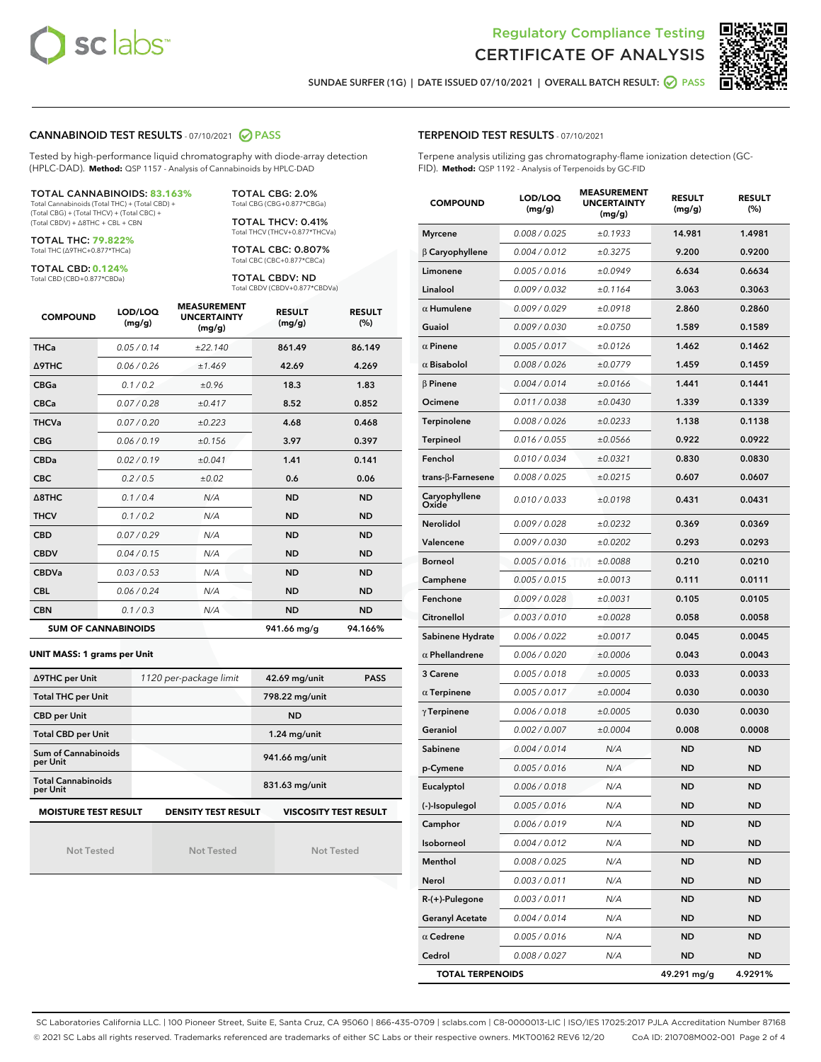# Regulatory Compliance Testing
## CERTIFICATE OF ANALYSIS

SUNDAE SURFER (1G) | DATE ISSUED 07/10/2021 | OVERALL BATCH RESULT: PASS

## CANNABINOID TEST RESULTS - 07/10/2021 PASS

Tested by high-performance liquid chromatography with diode-array detection (HPLC-DAD). **Method:** QSP 1157 - Analysis of Cannabinoids by HPLC-DAD

**TOTAL CANNABINOIDS: 83.163%**
Total Cannabinoids (Total THC) + (Total CBD) + (Total CBG) + (Total THCV) + (Total CBC) + (Total CBDV) + Δ8THC + CBL + CBN

**TOTAL THC: 79.822%**
Total THC (Δ9THC+0.877*THCa)

**TOTAL CBD: 0.124%**
Total CBD (CBD+0.877*CBDa)

**TOTAL CBG: 2.0%**
Total CBG (CBG+0.877*CBGa)

**TOTAL THCV: 0.41%**
Total THCV (THCV+0.877*THCVa)

**TOTAL CBC: 0.807%**
Total CBC (CBC+0.877*CBCa)

**TOTAL CBDV: ND**
Total CBDV (CBDV+0.877*CBDVa)

| COMPOUND | LOD/LOQ (mg/g) | MEASUREMENT UNCERTAINTY (mg/g) | RESULT (mg/g) | RESULT (%) |
|---|---|---|---|---|
| THCa | 0.05 / 0.14 | ±22.140 | 861.49 | 86.149 |
| Δ9THC | 0.06 / 0.26 | ±1.469 | 42.69 | 4.269 |
| CBGa | 0.1 / 0.2 | ±0.96 | 18.3 | 1.83 |
| CBCa | 0.07 / 0.28 | ±0.417 | 8.52 | 0.852 |
| THCVa | 0.07 / 0.20 | ±0.223 | 4.68 | 0.468 |
| CBG | 0.06 / 0.19 | ±0.156 | 3.97 | 0.397 |
| CBDa | 0.02 / 0.19 | ±0.041 | 1.41 | 0.141 |
| CBC | 0.2 / 0.5 | ±0.02 | 0.6 | 0.06 |
| Δ8THC | 0.1 / 0.4 | N/A | ND | ND |
| THCV | 0.1 / 0.2 | N/A | ND | ND |
| CBD | 0.07 / 0.29 | N/A | ND | ND |
| CBDV | 0.04 / 0.15 | N/A | ND | ND |
| CBDVa | 0.03 / 0.53 | N/A | ND | ND |
| CBL | 0.06 / 0.24 | N/A | ND | ND |
| CBN | 0.1 / 0.3 | N/A | ND | ND |
| **SUM OF CANNABINOIDS** | | | **941.66 mg/g** | **94.166%** |

**UNIT MASS: 1 grams per Unit**

| | | | |
|---|---|---|---|
| Δ9THC per Unit | 1120 per-package limit | 42.69 mg/unit | PASS |
| Total THC per Unit | | 798.22 mg/unit | |
| CBD per Unit | | ND | |
| Total CBD per Unit | | 1.24 mg/unit | |
| Sum of Cannabinoids per Unit | | 941.66 mg/unit | |
| Total Cannabinoids per Unit | | 831.63 mg/unit | |

| MOISTURE TEST RESULT | DENSITY TEST RESULT | VISCOSITY TEST RESULT |
|---|---|---|
| Not Tested | Not Tested | Not Tested |

## TERPENOID TEST RESULTS - 07/10/2021

Terpene analysis utilizing gas chromatography-flame ionization detection (GC-FID). **Method:** QSP 1192 - Analysis of Terpenoids by GC-FID

| COMPOUND | LOD/LOQ (mg/g) | MEASUREMENT UNCERTAINTY (mg/g) | RESULT (mg/g) | RESULT (%) |
|---|---|---|---|---|
| Myrcene | 0.008 / 0.025 | ±0.1933 | 14.981 | 1.4981 |
| β Caryophyllene | 0.004 / 0.012 | ±0.3275 | 9.200 | 0.9200 |
| Limonene | 0.005 / 0.016 | ±0.0949 | 6.634 | 0.6634 |
| Linalool | 0.009 / 0.032 | ±0.1164 | 3.063 | 0.3063 |
| α Humulene | 0.009 / 0.029 | ±0.0918 | 2.860 | 0.2860 |
| Guaiol | 0.009 / 0.030 | ±0.0750 | 1.589 | 0.1589 |
| α Pinene | 0.005 / 0.017 | ±0.0126 | 1.462 | 0.1462 |
| α Bisabolol | 0.008 / 0.026 | ±0.0779 | 1.459 | 0.1459 |
| β Pinene | 0.004 / 0.014 | ±0.0166 | 1.441 | 0.1441 |
| Ocimene | 0.011 / 0.038 | ±0.0430 | 1.339 | 0.1339 |
| Terpinolene | 0.008 / 0.026 | ±0.0233 | 1.138 | 0.1138 |
| Terpineol | 0.016 / 0.055 | ±0.0566 | 0.922 | 0.0922 |
| Fenchol | 0.010 / 0.034 | ±0.0321 | 0.830 | 0.0830 |
| trans-β-Farnesene | 0.008 / 0.025 | ±0.0215 | 0.607 | 0.0607 |
| Caryophyllene Oxide | 0.010 / 0.033 | ±0.0198 | 0.431 | 0.0431 |
| Nerolidol | 0.009 / 0.028 | ±0.0232 | 0.369 | 0.0369 |
| Valencene | 0.009 / 0.030 | ±0.0202 | 0.293 | 0.0293 |
| Borneol | 0.005 / 0.016 | ±0.0088 | 0.210 | 0.0210 |
| Camphene | 0.005 / 0.015 | ±0.0013 | 0.111 | 0.0111 |
| Fenchone | 0.009 / 0.028 | ±0.0031 | 0.105 | 0.0105 |
| Citronellol | 0.003 / 0.010 | ±0.0028 | 0.058 | 0.0058 |
| Sabinene Hydrate | 0.006 / 0.022 | ±0.0017 | 0.045 | 0.0045 |
| α Phellandrene | 0.006 / 0.020 | ±0.0006 | 0.043 | 0.0043 |
| 3 Carene | 0.005 / 0.018 | ±0.0005 | 0.033 | 0.0033 |
| α Terpinene | 0.005 / 0.017 | ±0.0004 | 0.030 | 0.0030 |
| γ Terpinene | 0.006 / 0.018 | ±0.0005 | 0.030 | 0.0030 |
| Geraniol | 0.002 / 0.007 | ±0.0004 | 0.008 | 0.0008 |
| Sabinene | 0.004 / 0.014 | N/A | ND | ND |
| p-Cymene | 0.005 / 0.016 | N/A | ND | ND |
| Eucalyptol | 0.006 / 0.018 | N/A | ND | ND |
| (-)-Isopulegol | 0.005 / 0.016 | N/A | ND | ND |
| Camphor | 0.006 / 0.019 | N/A | ND | ND |
| Isoborneol | 0.004 / 0.012 | N/A | ND | ND |
| Menthol | 0.008 / 0.025 | N/A | ND | ND |
| Nerol | 0.003 / 0.011 | N/A | ND | ND |
| R-(+)-Pulegone | 0.003 / 0.011 | N/A | ND | ND |
| Geranyl Acetate | 0.004 / 0.014 | N/A | ND | ND |
| α Cedrene | 0.005 / 0.016 | N/A | ND | ND |
| Cedrol | 0.008 / 0.027 | N/A | ND | ND |
| **TOTAL TERPENOIDS** | | | **49.291 mg/g** | **4.9291%** |

SC Laboratories California LLC. | 100 Pioneer Street, Suite E, Santa Cruz, CA 95060 | 866-435-0709 | sclabs.com | C8-0000013-LIC | ISO/IES 17025:2017 PJLA Accreditation Number 87168
© 2021 SC Labs all rights reserved. Trademarks referenced are trademarks of either SC Labs or their respective owners. MKT00162 REV6 12/20 CoA ID: 210708M002-001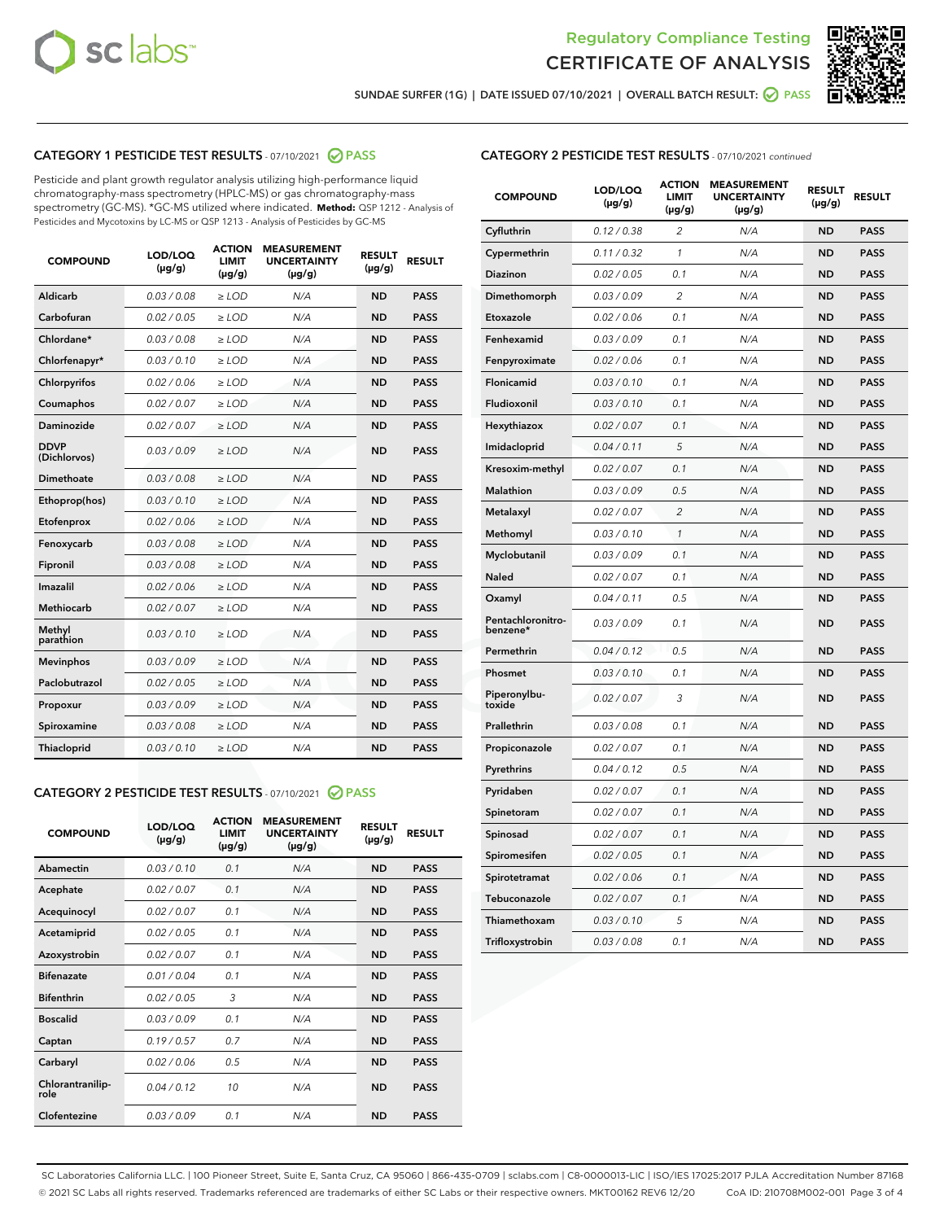# Regulatory Compliance Testing
# CERTIFICATE OF ANALYSIS

SUNDAE SURFER (1G) | DATE ISSUED 07/10/2021 | OVERALL BATCH RESULT: PASS

## CATEGORY 1 PESTICIDE TEST RESULTS - 07/10/2021 PASS

Pesticide and plant growth regulator analysis utilizing high-performance liquid chromatography-mass spectrometry (HPLC-MS) or gas chromatography-mass spectrometry (GC-MS). *GC-MS utilized where indicated. **Method:** QSP 1212 - Analysis of Pesticides and Mycotoxins by LC-MS or QSP 1213 - Analysis of Pesticides by GC-MS

| COMPOUND | LOD/LOQ (µg/g) | ACTION LIMIT (µg/g) | MEASUREMENT UNCERTAINTY (µg/g) | RESULT (µg/g) | RESULT |
|---|---|---|---|---|---|
| Aldicarb | 0.03 / 0.08 | ≥ LOD | N/A | ND | PASS |
| Carbofuran | 0.02 / 0.05 | ≥ LOD | N/A | ND | PASS |
| Chlordane* | 0.03 / 0.08 | ≥ LOD | N/A | ND | PASS |
| Chlorfenapyr* | 0.03 / 0.10 | ≥ LOD | N/A | ND | PASS |
| Chlorpyrifos | 0.02 / 0.06 | ≥ LOD | N/A | ND | PASS |
| Coumaphos | 0.02 / 0.07 | ≥ LOD | N/A | ND | PASS |
| Daminozide | 0.02 / 0.07 | ≥ LOD | N/A | ND | PASS |
| DDVP (Dichlorvos) | 0.03 / 0.09 | ≥ LOD | N/A | ND | PASS |
| Dimethoate | 0.03 / 0.08 | ≥ LOD | N/A | ND | PASS |
| Ethoprop(hos) | 0.03 / 0.10 | ≥ LOD | N/A | ND | PASS |
| Etofenprox | 0.02 / 0.06 | ≥ LOD | N/A | ND | PASS |
| Fenoxycarb | 0.03 / 0.08 | ≥ LOD | N/A | ND | PASS |
| Fipronil | 0.03 / 0.08 | ≥ LOD | N/A | ND | PASS |
| Imazalil | 0.02 / 0.06 | ≥ LOD | N/A | ND | PASS |
| Methiocarb | 0.02 / 0.07 | ≥ LOD | N/A | ND | PASS |
| Methyl parathion | 0.03 / 0.10 | ≥ LOD | N/A | ND | PASS |
| Mevinphos | 0.03 / 0.09 | ≥ LOD | N/A | ND | PASS |
| Paclobutrazol | 0.02 / 0.05 | ≥ LOD | N/A | ND | PASS |
| Propoxur | 0.03 / 0.09 | ≥ LOD | N/A | ND | PASS |
| Spiroxamine | 0.03 / 0.08 | ≥ LOD | N/A | ND | PASS |
| Thiacloprid | 0.03 / 0.10 | ≥ LOD | N/A | ND | PASS |

## CATEGORY 2 PESTICIDE TEST RESULTS - 07/10/2021 PASS

| COMPOUND | LOD/LOQ (µg/g) | ACTION LIMIT (µg/g) | MEASUREMENT UNCERTAINTY (µg/g) | RESULT (µg/g) | RESULT |
|---|---|---|---|---|---|
| Abamectin | 0.03 / 0.10 | 0.1 | N/A | ND | PASS |
| Acephate | 0.02 / 0.07 | 0.1 | N/A | ND | PASS |
| Acequinocyl | 0.02 / 0.07 | 0.1 | N/A | ND | PASS |
| Acetamiprid | 0.02 / 0.05 | 0.1 | N/A | ND | PASS |
| Azoxystrobin | 0.02 / 0.07 | 0.1 | N/A | ND | PASS |
| Bifenazate | 0.01 / 0.04 | 0.1 | N/A | ND | PASS |
| Bifenthrin | 0.02 / 0.05 | 3 | N/A | ND | PASS |
| Boscalid | 0.03 / 0.09 | 0.1 | N/A | ND | PASS |
| Captan | 0.19 / 0.57 | 0.7 | N/A | ND | PASS |
| Carbaryl | 0.02 / 0.06 | 0.5 | N/A | ND | PASS |
| Chlorantraniliprole | 0.04 / 0.12 | 10 | N/A | ND | PASS |
| Clofentezine | 0.03 / 0.09 | 0.1 | N/A | ND | PASS |
| Cyfluthrin | 0.12 / 0.38 | 2 | N/A | ND | PASS |
| Cypermethrin | 0.11 / 0.32 | 1 | N/A | ND | PASS |
| Diazinon | 0.02 / 0.05 | 0.1 | N/A | ND | PASS |
| Dimethomorph | 0.03 / 0.09 | 2 | N/A | ND | PASS |
| Etoxazole | 0.02 / 0.06 | 0.1 | N/A | ND | PASS |
| Fenhexamid | 0.03 / 0.09 | 0.1 | N/A | ND | PASS |
| Fenpyroximate | 0.02 / 0.06 | 0.1 | N/A | ND | PASS |
| Flonicamid | 0.03 / 0.10 | 0.1 | N/A | ND | PASS |
| Fludioxonil | 0.03 / 0.10 | 0.1 | N/A | ND | PASS |
| Hexythiazox | 0.02 / 0.07 | 0.1 | N/A | ND | PASS |
| Imidacloprid | 0.04 / 0.11 | 5 | N/A | ND | PASS |
| Kresoxim-methyl | 0.02 / 0.07 | 0.1 | N/A | ND | PASS |
| Malathion | 0.03 / 0.09 | 0.5 | N/A | ND | PASS |
| Metalaxyl | 0.02 / 0.07 | 2 | N/A | ND | PASS |
| Methomyl | 0.03 / 0.10 | 1 | N/A | ND | PASS |
| Myclobutanil | 0.03 / 0.09 | 0.1 | N/A | ND | PASS |
| Naled | 0.02 / 0.07 | 0.1 | N/A | ND | PASS |
| Oxamyl | 0.04 / 0.11 | 0.5 | N/A | ND | PASS |
| Pentachloronitrobenzene* | 0.03 / 0.09 | 0.1 | N/A | ND | PASS |
| Permethrin | 0.04 / 0.12 | 0.5 | N/A | ND | PASS |
| Phosmet | 0.03 / 0.10 | 0.1 | N/A | ND | PASS |
| Piperonylbutoxide | 0.02 / 0.07 | 3 | N/A | ND | PASS |
| Prallethrin | 0.03 / 0.08 | 0.1 | N/A | ND | PASS |
| Propiconazole | 0.02 / 0.07 | 0.1 | N/A | ND | PASS |
| Pyrethrins | 0.04 / 0.12 | 0.5 | N/A | ND | PASS |
| Pyridaben | 0.02 / 0.07 | 0.1 | N/A | ND | PASS |
| Spinetoram | 0.02 / 0.07 | 0.1 | N/A | ND | PASS |
| Spinosad | 0.02 / 0.07 | 0.1 | N/A | ND | PASS |
| Spiromesifen | 0.02 / 0.05 | 0.1 | N/A | ND | PASS |
| Spirotetramat | 0.02 / 0.06 | 0.1 | N/A | ND | PASS |
| Tebuconazole | 0.02 / 0.07 | 0.1 | N/A | ND | PASS |
| Thiamethoxam | 0.03 / 0.10 | 5 | N/A | ND | PASS |
| Trifloxystrobin | 0.03 / 0.08 | 0.1 | N/A | ND | PASS |

SC Laboratories California LLC. | 100 Pioneer Street, Suite E, Santa Cruz, CA 95060 | 866-435-0709 | sclabs.com | C8-0000013-LIC | ISO/IES 17025:2017 PJLA Accreditation Number 87168
© 2021 SC Labs all rights reserved. Trademarks referenced are trademarks of either SC Labs or their respective owners. MKT00162 REV6 12/20 CoA ID: 210708M002-001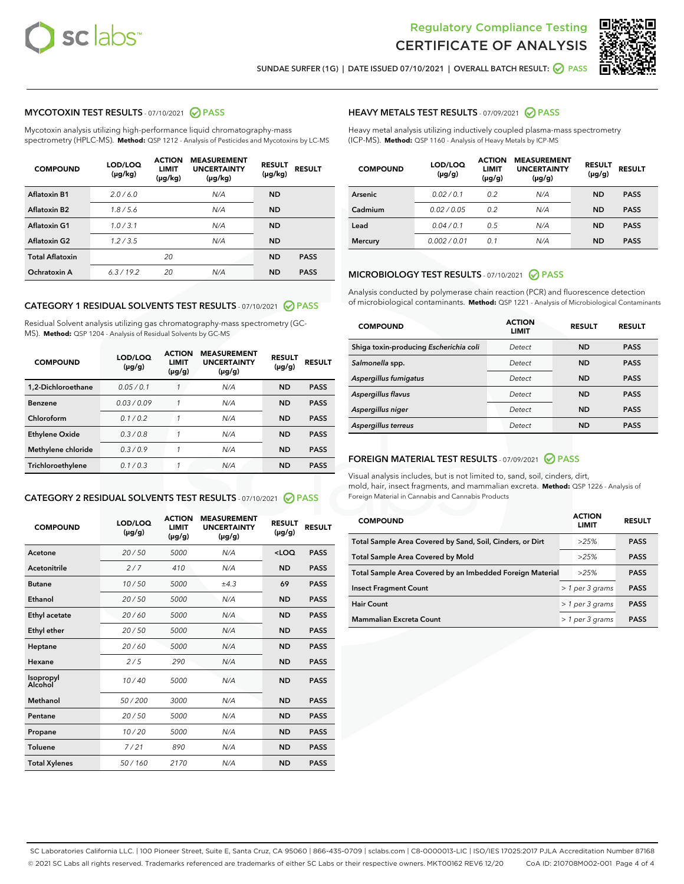Regulatory Compliance Testing
# CERTIFICATE OF ANALYSIS

SUNDAE SURFER (1G) | DATE ISSUED 07/10/2021 | OVERALL BATCH RESULT: PASS

## MYCOTOXIN TEST RESULTS - 07/10/2021 PASS

Mycotoxin analysis utilizing high-performance liquid chromatography-mass spectrometry (HPLC-MS). **Method:** QSP 1212 - Analysis of Pesticides and Mycotoxins by LC-MS

| COMPOUND | LOD/LOQ (μg/kg) | ACTION LIMIT (μg/kg) | MEASUREMENT UNCERTAINTY (μg/kg) | RESULT (μg/kg) | RESULT |
|---|---|---|---|---|---|
| Aflatoxin B1 | 2.0 / 6.0 | | N/A | ND | |
| Aflatoxin B2 | 1.8 / 5.6 | | N/A | ND | |
| Aflatoxin G1 | 1.0 / 3.1 | | N/A | ND | |
| Aflatoxin G2 | 1.2 / 3.5 | | N/A | ND | |
| Total Aflatoxin | | 20 | | ND | PASS |
| Ochratoxin A | 6.3 / 19.2 | 20 | N/A | ND | PASS |

## CATEGORY 1 RESIDUAL SOLVENTS TEST RESULTS - 07/10/2021 PASS

Residual Solvent analysis utilizing gas chromatography-mass spectrometry (GC-MS). **Method:** QSP 1204 - Analysis of Residual Solvents by GC-MS

| COMPOUND | LOD/LOQ (μg/g) | ACTION LIMIT (μg/g) | MEASUREMENT UNCERTAINTY (μg/g) | RESULT (μg/g) | RESULT |
|---|---|---|---|---|---|
| 1,2-Dichloroethane | 0.05 / 0.1 | 1 | N/A | ND | PASS |
| Benzene | 0.03 / 0.09 | 1 | N/A | ND | PASS |
| Chloroform | 0.1 / 0.2 | 1 | N/A | ND | PASS |
| Ethylene Oxide | 0.3 / 0.8 | 1 | N/A | ND | PASS |
| Methylene chloride | 0.3 / 0.9 | 1 | N/A | ND | PASS |
| Trichloroethylene | 0.1 / 0.3 | 1 | N/A | ND | PASS |

## CATEGORY 2 RESIDUAL SOLVENTS TEST RESULTS - 07/10/2021 PASS

| COMPOUND | LOD/LOQ (μg/g) | ACTION LIMIT (μg/g) | MEASUREMENT UNCERTAINTY (μg/g) | RESULT (μg/g) | RESULT |
|---|---|---|---|---|---|
| Acetone | 20 / 50 | 5000 | N/A | <LOQ | PASS |
| Acetonitrile | 2 / 7 | 410 | N/A | ND | PASS |
| Butane | 10 / 50 | 5000 | ±4.3 | 69 | PASS |
| Ethanol | 20 / 50 | 5000 | N/A | ND | PASS |
| Ethyl acetate | 20 / 60 | 5000 | N/A | ND | PASS |
| Ethyl ether | 20 / 50 | 5000 | N/A | ND | PASS |
| Heptane | 20 / 60 | 5000 | N/A | ND | PASS |
| Hexane | 2 / 5 | 290 | N/A | ND | PASS |
| Isopropyl Alcohol | 10 / 40 | 5000 | N/A | ND | PASS |
| Methanol | 50 / 200 | 3000 | N/A | ND | PASS |
| Pentane | 20 / 50 | 5000 | N/A | ND | PASS |
| Propane | 10 / 20 | 5000 | N/A | ND | PASS |
| Toluene | 7 / 21 | 890 | N/A | ND | PASS |
| Total Xylenes | 50 / 160 | 2170 | N/A | ND | PASS |

## HEAVY METALS TEST RESULTS - 07/09/2021 PASS

Heavy metal analysis utilizing inductively coupled plasma-mass spectrometry (ICP-MS). **Method:** QSP 1160 - Analysis of Heavy Metals by ICP-MS

| COMPOUND | LOD/LOQ (μg/g) | ACTION LIMIT (μg/g) | MEASUREMENT UNCERTAINTY (μg/g) | RESULT (μg/g) | RESULT |
|---|---|---|---|---|---|
| Arsenic | 0.02 / 0.1 | 0.2 | N/A | ND | PASS |
| Cadmium | 0.02 / 0.05 | 0.2 | N/A | ND | PASS |
| Lead | 0.04 / 0.1 | 0.5 | N/A | ND | PASS |
| Mercury | 0.002 / 0.01 | 0.1 | N/A | ND | PASS |

## MICROBIOLOGY TEST RESULTS - 07/10/2021 PASS

Analysis conducted by polymerase chain reaction (PCR) and fluorescence detection of microbiological contaminants. **Method:** QSP 1221 - Analysis of Microbiological Contaminants

| COMPOUND | ACTION LIMIT | RESULT | RESULT |
|---|---|---|---|
| Shiga toxin-producing *Escherichia coli* | Detect | ND | PASS |
| *Salmonella* spp. | Detect | ND | PASS |
| *Aspergillus fumigatus* | Detect | ND | PASS |
| *Aspergillus flavus* | Detect | ND | PASS |
| *Aspergillus niger* | Detect | ND | PASS |
| *Aspergillus terreus* | Detect | ND | PASS |

## FOREIGN MATERIAL TEST RESULTS - 07/09/2021 PASS

Visual analysis includes, but is not limited to, sand, soil, cinders, dirt, mold, hair, insect fragments, and mammalian excreta. **Method:** QSP 1226 - Analysis of Foreign Material in Cannabis and Cannabis Products

| COMPOUND | ACTION LIMIT | RESULT |
|---|---|---|
| Total Sample Area Covered by Sand, Soil, Cinders, or Dirt | >25% | PASS |
| Total Sample Area Covered by Mold | >25% | PASS |
| Total Sample Area Covered by an Imbedded Foreign Material | >25% | PASS |
| Insect Fragment Count | > 1 per 3 grams | PASS |
| Hair Count | > 1 per 3 grams | PASS |
| Mammalian Excreta Count | > 1 per 3 grams | PASS |

SC Laboratories California LLC. | 100 Pioneer Street, Suite E, Santa Cruz, CA 95060 | 866-435-0709 | sclabs.com | C8-0000013-LIC | ISO/IES 17025:2017 PJLA Accreditation Number 87168
© 2021 SC Labs all rights reserved. Trademarks referenced are trademarks of either SC Labs or their respective owners. MKT00162 REV6 12/20 CoA ID: 210708M002-001